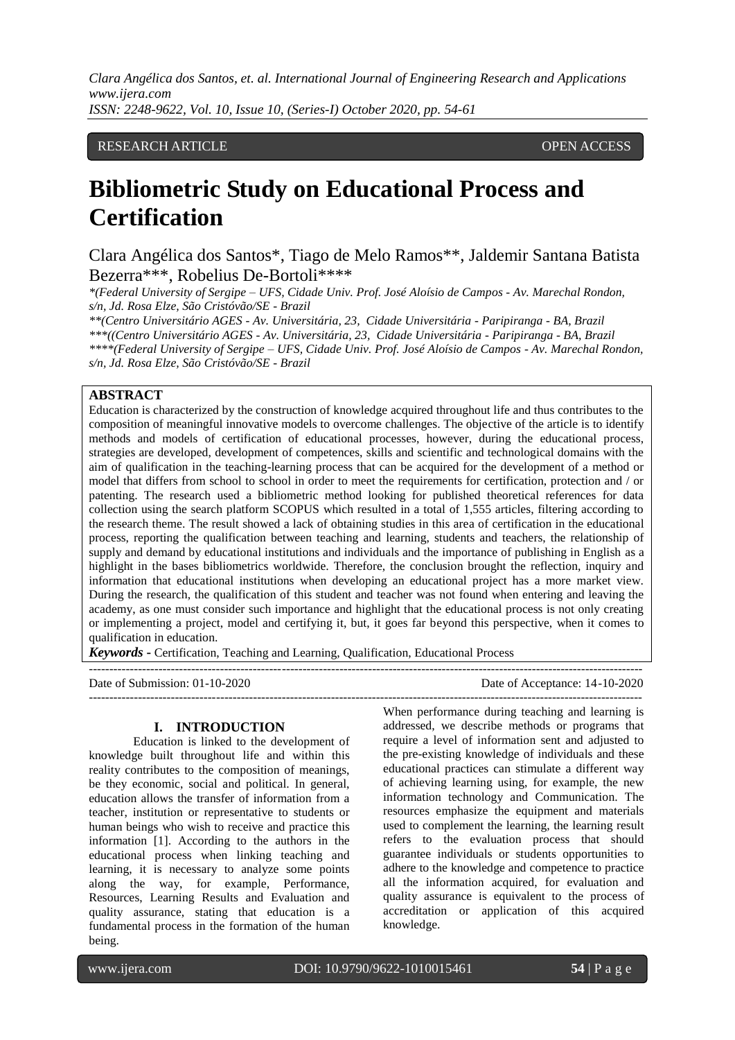RESEARCH ARTICLE OPEN ACCESS

# Bibliometric Study on Educational Process and Certification

Clara Angélica dos Santos*, Tiago de Melo Ramos**, Jaldemir Santana Batista Bezerra***, Robelius De-Bortoli****

*\*(Federal University of Sergipe – UFS, Cidade Univ. Prof. José Aloísio de Campos - Av. Marechal Rondon, s/n, Jd. Rosa Elze, São Cristóvão/SE - Brazil*

*\*\*(Centro Universitário AGES - Av. Universitária, 23, Cidade Universitária - Paripiranga - BA, Brazil*

*\*\*\*((Centro Universitário AGES - Av. Universitária, 23, Cidade Universitária - Paripiranga - BA, Brazil*

*\*\*\*\*(Federal University of Sergipe – UFS, Cidade Univ. Prof. José Aloísio de Campos - Av. Marechal Rondon, s/n, Jd. Rosa Elze, São Cristóvão/SE - Brazil*

## ABSTRACT

Education is characterized by the construction of knowledge acquired throughout life and thus contributes to the composition of meaningful innovative models to overcome challenges. The objective of the article is to identify methods and models of certification of educational processes, however, during the educational process, strategies are developed, development of competences, skills and scientific and technological domains with the aim of qualification in the teaching-learning process that can be acquired for the development of a method or model that differs from school to school in order to meet the requirements for certification, protection and / or patenting. The research used a bibliometric method looking for published theoretical references for data collection using the search platform SCOPUS which resulted in a total of 1,555 articles, filtering according to the research theme. The result showed a lack of obtaining studies in this area of certification in the educational process, reporting the qualification between teaching and learning, students and teachers, the relationship of supply and demand by educational institutions and individuals and the importance of publishing in English as a highlight in the bases bibliometrics worldwide. Therefore, the conclusion brought the reflection, inquiry and information that educational institutions when developing an educational project has a more market view. During the research, the qualification of this student and teacher was not found when entering and leaving the academy, as one must consider such importance and highlight that the educational process is not only creating or implementing a project, model and certifying it, but, it goes far beyond this perspective, when it comes to qualification in education.

***Keywords -*** Certification, Teaching and Learning, Qualification, Educational Process

Date of Submission: 01-10-2020 Date of Acceptance: 14-10-2020

## I. INTRODUCTION

Education is linked to the development of knowledge built throughout life and within this reality contributes to the composition of meanings, be they economic, social and political. In general, education allows the transfer of information from a teacher, institution or representative to students or human beings who wish to receive and practice this information [1]. According to the authors in the educational process when linking teaching and learning, it is necessary to analyze some points along the way, for example, Performance, Resources, Learning Results and Evaluation and quality assurance, stating that education is a fundamental process in the formation of the human being.

When performance during teaching and learning is addressed, we describe methods or programs that require a level of information sent and adjusted to the pre-existing knowledge of individuals and these educational practices can stimulate a different way of achieving learning using, for example, the new information technology and Communication. The resources emphasize the equipment and materials used to complement the learning, the learning result refers to the evaluation process that should guarantee individuals or students opportunities to adhere to the knowledge and competence to practice all the information acquired, for evaluation and quality assurance is equivalent to the process of accreditation or application of this acquired knowledge.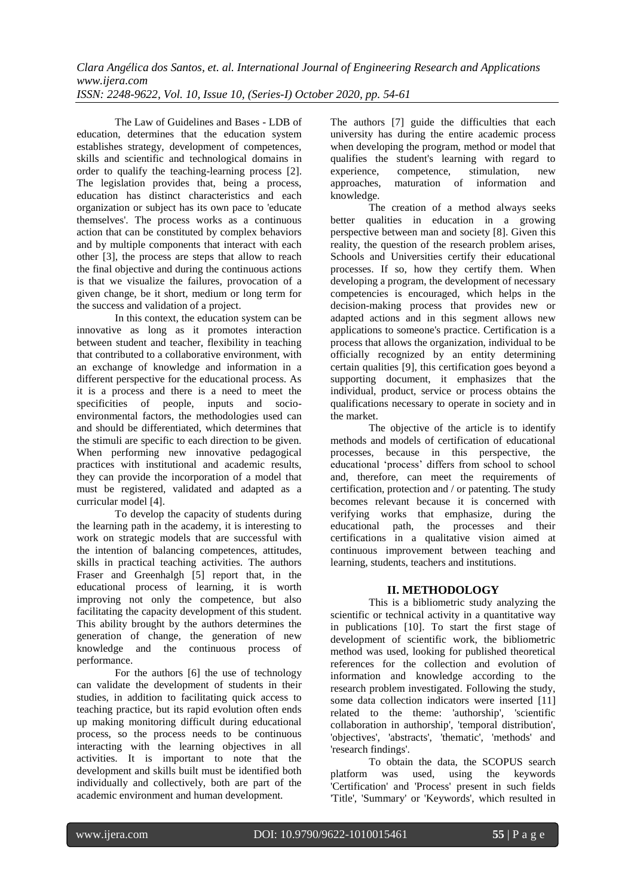The Law of Guidelines and Bases - LDB of education, determines that the education system establishes strategy, development of competences, skills and scientific and technological domains in order to qualify the teaching-learning process [2]. The legislation provides that, being a process, education has distinct characteristics and each organization or subject has its own pace to 'educate themselves'. The process works as a continuous action that can be constituted by complex behaviors and by multiple components that interact with each other [3], the process are steps that allow to reach the final objective and during the continuous actions is that we visualize the failures, provocation of a given change, be it short, medium or long term for the success and validation of a project.

In this context, the education system can be innovative as long as it promotes interaction between student and teacher, flexibility in teaching that contributed to a collaborative environment, with an exchange of knowledge and information in a different perspective for the educational process. As it is a process and there is a need to meet the specificities of people, inputs and socio-environmental factors, the methodologies used can and should be differentiated, which determines that the stimuli are specific to each direction to be given. When performing new innovative pedagogical practices with institutional and academic results, they can provide the incorporation of a model that must be registered, validated and adapted as a curricular model [4].

To develop the capacity of students during the learning path in the academy, it is interesting to work on strategic models that are successful with the intention of balancing competences, attitudes, skills in practical teaching activities. The authors Fraser and Greenhalgh [5] report that, in the educational process of learning, it is worth improving not only the competence, but also facilitating the capacity development of this student. This ability brought by the authors determines the generation of change, the generation of new knowledge and the continuous process of performance.

For the authors [6] the use of technology can validate the development of students in their studies, in addition to facilitating quick access to teaching practice, but its rapid evolution often ends up making monitoring difficult during educational process, so the process needs to be continuous interacting with the learning objectives in all activities. It is important to note that the development and skills built must be identified both individually and collectively, both are part of the academic environment and human development.

The authors [7] guide the difficulties that each university has during the entire academic process when developing the program, method or model that qualifies the student's learning with regard to experience, competence, stimulation, new approaches, maturation of information and knowledge.

The creation of a method always seeks better qualities in education in a growing perspective between man and society [8]. Given this reality, the question of the research problem arises, Schools and Universities certify their educational processes. If so, how they certify them. When developing a program, the development of necessary competencies is encouraged, which helps in the decision-making process that provides new or adapted actions and in this segment allows new applications to someone's practice. Certification is a process that allows the organization, individual to be officially recognized by an entity determining certain qualities [9], this certification goes beyond a supporting document, it emphasizes that the individual, product, service or process obtains the qualifications necessary to operate in society and in the market.

The objective of the article is to identify methods and models of certification of educational processes, because in this perspective, the educational 'process' differs from school to school and, therefore, can meet the requirements of certification, protection and / or patenting. The study becomes relevant because it is concerned with verifying works that emphasize, during the educational path, the processes and their certifications in a qualitative vision aimed at continuous improvement between teaching and learning, students, teachers and institutions.

## II. METHODOLOGY

This is a bibliometric study analyzing the scientific or technical activity in a quantitative way in publications [10]. To start the first stage of development of scientific work, the bibliometric method was used, looking for published theoretical references for the collection and evolution of information and knowledge according to the research problem investigated. Following the study, some data collection indicators were inserted [11] related to the theme: 'authorship', 'scientific collaboration in authorship', 'temporal distribution', 'objectives', 'abstracts', 'thematic', 'methods' and 'research findings'.

To obtain the data, the SCOPUS search platform was used, using the keywords 'Certification' and 'Process' present in such fields 'Title', 'Summary' or 'Keywords', which resulted in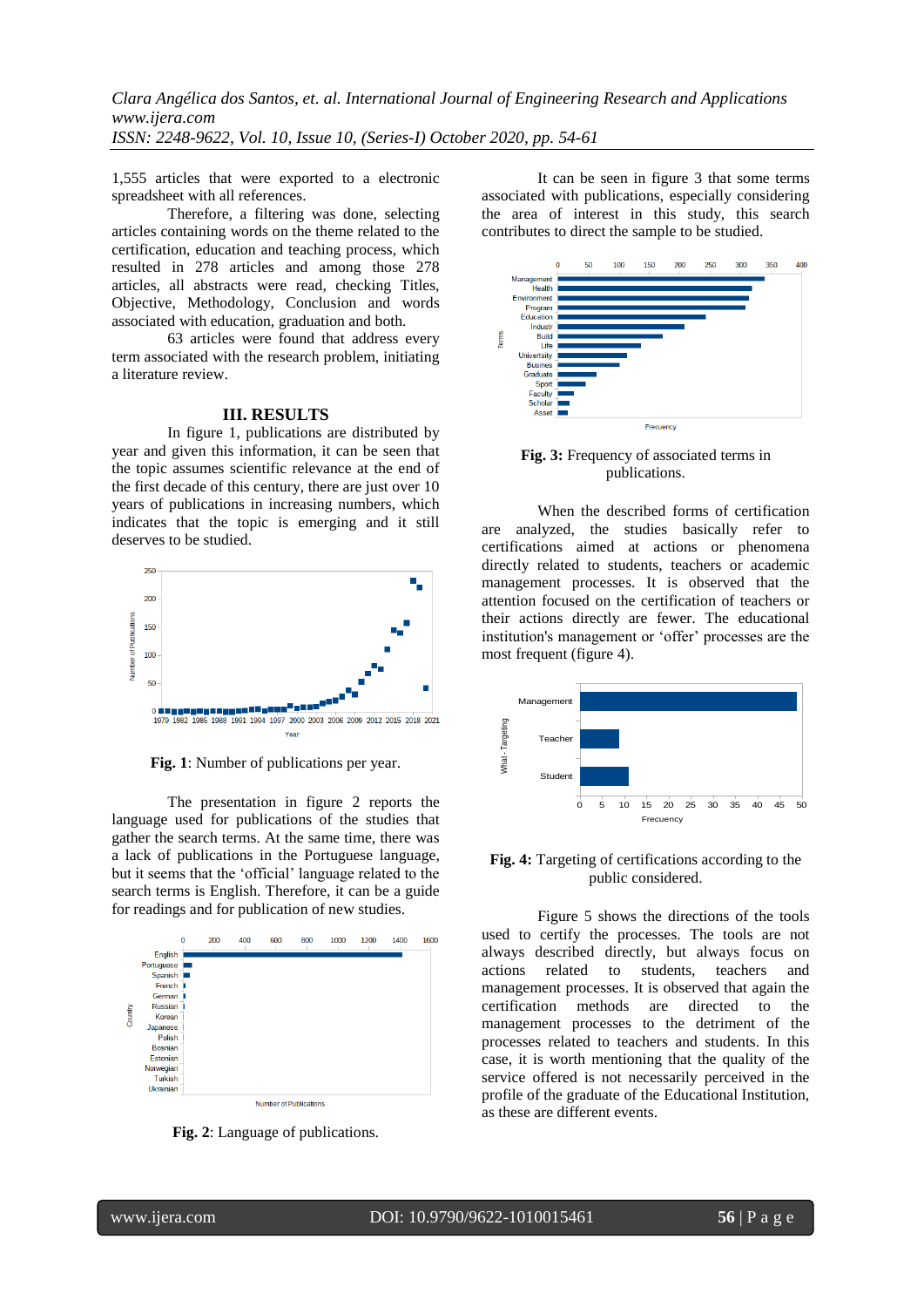1,555 articles that were exported to a electronic spreadsheet with all references.

Therefore, a filtering was done, selecting articles containing words on the theme related to the certification, education and teaching process, which resulted in 278 articles and among those 278 articles, all abstracts were read, checking Titles, Objective, Methodology, Conclusion and words associated with education, graduation and both.

63 articles were found that address every term associated with the research problem, initiating a literature review.

## III. RESULTS

In figure 1, publications are distributed by year and given this information, it can be seen that the topic assumes scientific relevance at the end of the first decade of this century, there are just over 10 years of publications in increasing numbers, which indicates that the topic is emerging and it still deserves to be studied.

**Fig. 1**: Number of publications per year.

The presentation in figure 2 reports the language used for publications of the studies that gather the search terms. At the same time, there was a lack of publications in the Portuguese language, but it seems that the 'official' language related to the search terms is English. Therefore, it can be a guide for readings and for publication of new studies.

**Fig. 2**: Language of publications.

It can be seen in figure 3 that some terms associated with publications, especially considering the area of interest in this study, this search contributes to direct the sample to be studied.

**Fig. 3:** Frequency of associated terms in publications.

When the described forms of certification are analyzed, the studies basically refer to certifications aimed at actions or phenomena directly related to students, teachers or academic management processes. It is observed that the attention focused on the certification of teachers or their actions directly are fewer. The educational institution's management or 'offer' processes are the most frequent (figure 4).

**Fig. 4:** Targeting of certifications according to the public considered.

Figure 5 shows the directions of the tools used to certify the processes. The tools are not always described directly, but always focus on actions related to students, teachers and management processes. It is observed that again the certification methods are directed to the management processes to the detriment of the processes related to teachers and students. In this case, it is worth mentioning that the quality of the service offered is not necessarily perceived in the profile of the graduate of the Educational Institution, as these are different events.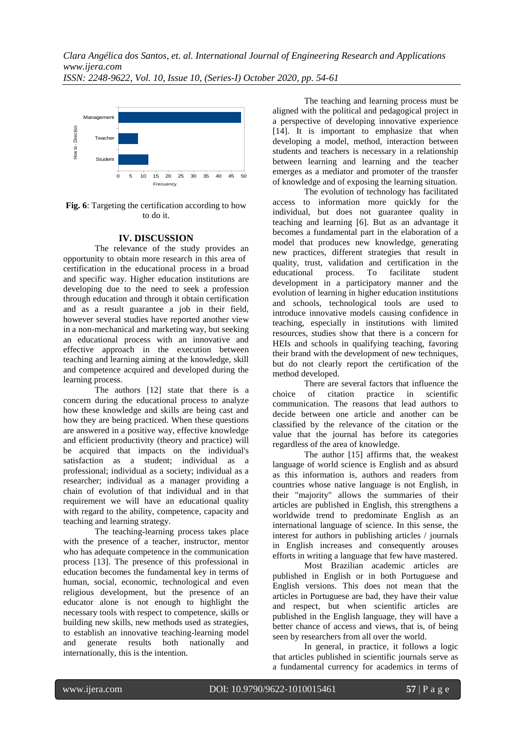Fig. 6: Targeting the certification according to how to do it.

## IV. DISCUSSION

The relevance of the study provides an opportunity to obtain more research in this area of certification in the educational process in a broad and specific way. Higher education institutions are developing due to the need to seek a profession through education and through it obtain certification and as a result guarantee a job in their field, however several studies have reported another view in a non-mechanical and marketing way, but seeking an educational process with an innovative and effective approach in the execution between teaching and learning aiming at the knowledge, skill and competence acquired and developed during the learning process.

The authors [12] state that there is a concern during the educational process to analyze how these knowledge and skills are being cast and how they are being practiced. When these questions are answered in a positive way, effective knowledge and efficient productivity (theory and practice) will be acquired that impacts on the individual's satisfaction as a student; individual as a professional; individual as a society; individual as a researcher; individual as a manager providing a chain of evolution of that individual and in that requirement we will have an educational quality with regard to the ability, competence, capacity and teaching and learning strategy.

The teaching-learning process takes place with the presence of a teacher, instructor, mentor who has adequate competence in the communication process [13]. The presence of this professional in education becomes the fundamental key in terms of human, social, economic, technological and even religious development, but the presence of an educator alone is not enough to highlight the necessary tools with respect to competence, skills or building new skills, new methods used as strategies, to establish an innovative teaching-learning model and generate results both nationally and internationally, this is the intention.

The teaching and learning process must be aligned with the political and pedagogical project in a perspective of developing innovative experience [14]. It is important to emphasize that when developing a model, method, interaction between students and teachers is necessary in a relationship between learning and learning and the teacher emerges as a mediator and promoter of the transfer of knowledge and of exposing the learning situation.

The evolution of technology has facilitated access to information more quickly for the individual, but does not guarantee quality in teaching and learning [6]. But as an advantage it becomes a fundamental part in the elaboration of a model that produces new knowledge, generating new practices, different strategies that result in quality, trust, validation and certification in the educational process. To facilitate student development in a participatory manner and the evolution of learning in higher education institutions and schools, technological tools are used to introduce innovative models causing confidence in teaching, especially in institutions with limited resources, studies show that there is a concern for HEIs and schools in qualifying teaching, favoring their brand with the development of new techniques, but do not clearly report the certification of the method developed.

There are several factors that influence the choice of citation practice in scientific communication. The reasons that lead authors to decide between one article and another can be classified by the relevance of the citation or the value that the journal has before its categories regardless of the area of knowledge.

The author [15] affirms that, the weakest language of world science is English and as absurd as this information is, authors and readers from countries whose native language is not English, in their "majority" allows the summaries of their articles are published in English, this strengthens a worldwide trend to predominate English as an international language of science. In this sense, the interest for authors in publishing articles / journals in English increases and consequently arouses efforts in writing a language that few have mastered.

Most Brazilian academic articles are published in English or in both Portuguese and English versions. This does not mean that the articles in Portuguese are bad, they have their value and respect, but when scientific articles are published in the English language, they will have a better chance of access and views, that is, of being seen by researchers from all over the world.

In general, in practice, it follows a logic that articles published in scientific journals serve as a fundamental currency for academics in terms of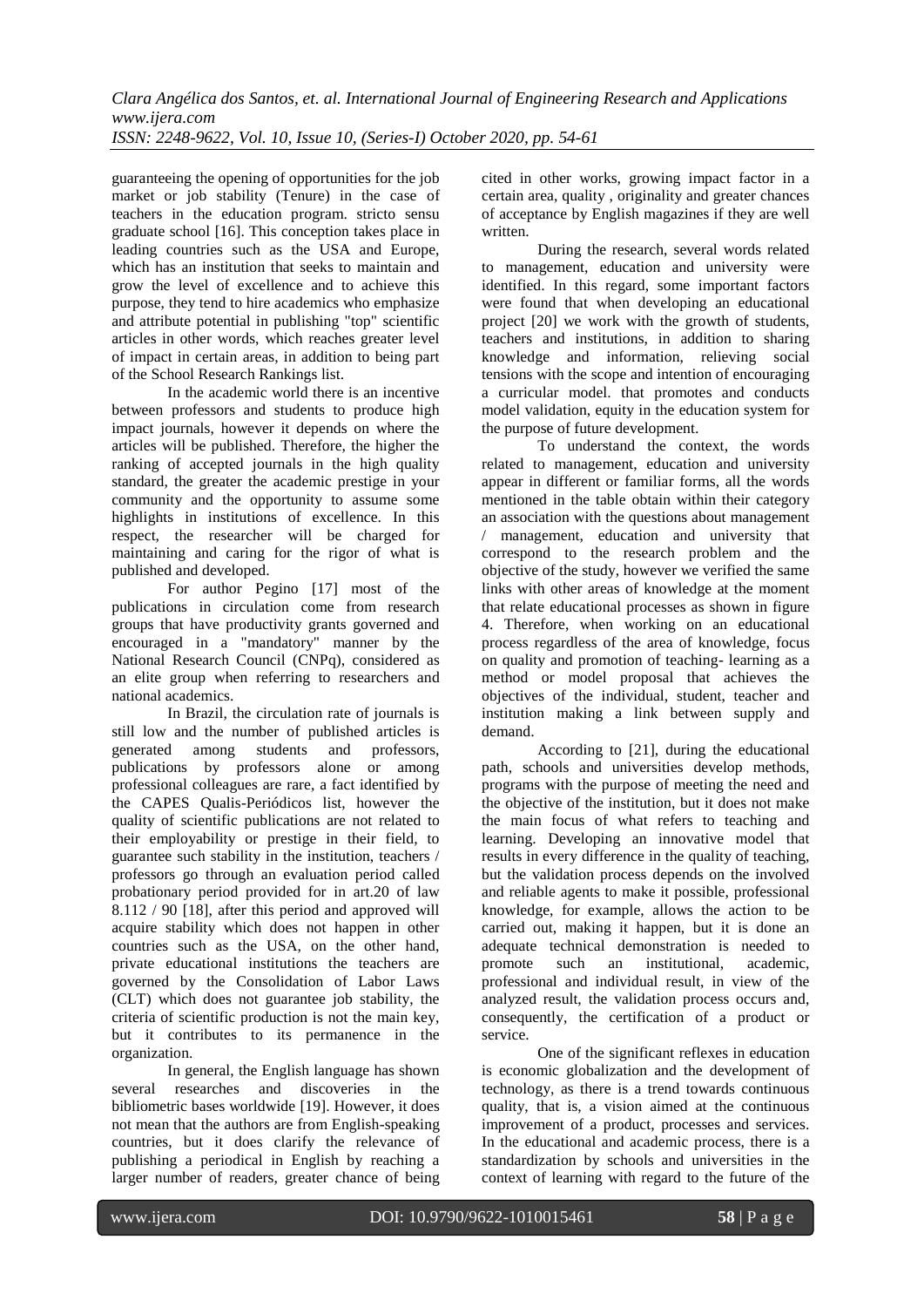guaranteeing the opening of opportunities for the job market or job stability (Tenure) in the case of teachers in the education program. stricto sensu graduate school [16]. This conception takes place in leading countries such as the USA and Europe, which has an institution that seeks to maintain and grow the level of excellence and to achieve this purpose, they tend to hire academics who emphasize and attribute potential in publishing "top" scientific articles in other words, which reaches greater level of impact in certain areas, in addition to being part of the School Research Rankings list.

In the academic world there is an incentive between professors and students to produce high impact journals, however it depends on where the articles will be published. Therefore, the higher the ranking of accepted journals in the high quality standard, the greater the academic prestige in your community and the opportunity to assume some highlights in institutions of excellence. In this respect, the researcher will be charged for maintaining and caring for the rigor of what is published and developed.

For author Pegino [17] most of the publications in circulation come from research groups that have productivity grants governed and encouraged in a "mandatory" manner by the National Research Council (CNPq), considered as an elite group when referring to researchers and national academics.

In Brazil, the circulation rate of journals is still low and the number of published articles is generated among students and professors, publications by professors alone or among professional colleagues are rare, a fact identified by the CAPES Qualis-Periódicos list, however the quality of scientific publications are not related to their employability or prestige in their field, to guarantee such stability in the institution, teachers / professors go through an evaluation period called probationary period provided for in art.20 of law 8.112 / 90 [18], after this period and approved will acquire stability which does not happen in other countries such as the USA, on the other hand, private educational institutions the teachers are governed by the Consolidation of Labor Laws (CLT) which does not guarantee job stability, the criteria of scientific production is not the main key, but it contributes to its permanence in the organization.

In general, the English language has shown several researches and discoveries in the bibliometric bases worldwide [19]. However, it does not mean that the authors are from English-speaking countries, but it does clarify the relevance of publishing a periodical in English by reaching a larger number of readers, greater chance of being cited in other works, growing impact factor in a certain area, quality , originality and greater chances of acceptance by English magazines if they are well written.

During the research, several words related to management, education and university were identified. In this regard, some important factors were found that when developing an educational project [20] we work with the growth of students, teachers and institutions, in addition to sharing knowledge and information, relieving social tensions with the scope and intention of encouraging a curricular model. that promotes and conducts model validation, equity in the education system for the purpose of future development.

To understand the context, the words related to management, education and university appear in different or familiar forms, all the words mentioned in the table obtain within their category an association with the questions about management / management, education and university that correspond to the research problem and the objective of the study, however we verified the same links with other areas of knowledge at the moment that relate educational processes as shown in figure 4. Therefore, when working on an educational process regardless of the area of knowledge, focus on quality and promotion of teaching- learning as a method or model proposal that achieves the objectives of the individual, student, teacher and institution making a link between supply and demand.

According to [21], during the educational path, schools and universities develop methods, programs with the purpose of meeting the need and the objective of the institution, but it does not make the main focus of what refers to teaching and learning. Developing an innovative model that results in every difference in the quality of teaching, but the validation process depends on the involved and reliable agents to make it possible, professional knowledge, for example, allows the action to be carried out, making it happen, but it is done an adequate technical demonstration is needed to promote such an institutional, academic, professional and individual result, in view of the analyzed result, the validation process occurs and, consequently, the certification of a product or service.

One of the significant reflexes in education is economic globalization and the development of technology, as there is a trend towards continuous quality, that is, a vision aimed at the continuous improvement of a product, processes and services. In the educational and academic process, there is a standardization by schools and universities in the context of learning with regard to the future of the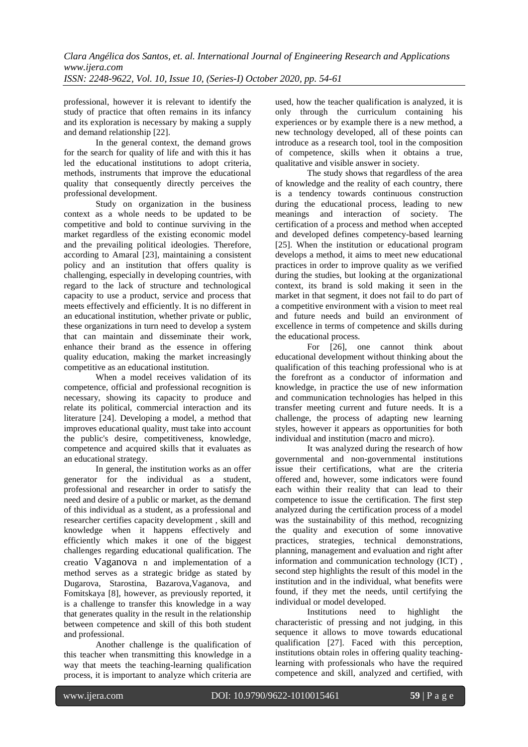professional, however it is relevant to identify the study of practice that often remains in its infancy and its exploration is necessary by making a supply and demand relationship [22].

In the general context, the demand grows for the search for quality of life and with this it has led the educational institutions to adopt criteria, methods, instruments that improve the educational quality that consequently directly perceives the professional development.

Study on organization in the business context as a whole needs to be updated to be competitive and bold to continue surviving in the market regardless of the existing economic model and the prevailing political ideologies. Therefore, according to Amaral [23], maintaining a consistent policy and an institution that offers quality is challenging, especially in developing countries, with regard to the lack of structure and technological capacity to use a product, service and process that meets effectively and efficiently. It is no different in an educational institution, whether private or public, these organizations in turn need to develop a system that can maintain and disseminate their work, enhance their brand as the essence in offering quality education, making the market increasingly competitive as an educational institution.

When a model receives validation of its competence, official and professional recognition is necessary, showing its capacity to produce and relate its political, commercial interaction and its literature [24]. Developing a model, a method that improves educational quality, must take into account the public's desire, competitiveness, knowledge, competence and acquired skills that it evaluates as an educational strategy.

In general, the institution works as an offer generator for the individual as a student, professional and researcher in order to satisfy the need and desire of a public or market, as the demand of this individual as a student, as a professional and researcher certifies capacity development , skill and knowledge when it happens effectively and efficiently which makes it one of the biggest challenges regarding educational qualification. The creatio Vaganova n and implementation of a method serves as a strategic bridge as stated by Dugarova, Starostina, Bazarova,Vaganova, and Fomitskaya [8], however, as previously reported, it is a challenge to transfer this knowledge in a way that generates quality in the result in the relationship between competence and skill of this both student and professional.

Another challenge is the qualification of this teacher when transmitting this knowledge in a way that meets the teaching-learning qualification process, it is important to analyze which criteria are used, how the teacher qualification is analyzed, it is only through the curriculum containing his experiences or by example there is a new method, a new technology developed, all of these points can introduce as a research tool, tool in the composition of competence, skills when it obtains a true, qualitative and visible answer in society.

The study shows that regardless of the area of knowledge and the reality of each country, there is a tendency towards continuous construction during the educational process, leading to new meanings and interaction of society. The certification of a process and method when accepted and developed defines competency-based learning [25]. When the institution or educational program develops a method, it aims to meet new educational practices in order to improve quality as we verified during the studies, but looking at the organizational context, its brand is sold making it seen in the market in that segment, it does not fail to do part of a competitive environment with a vision to meet real and future needs and build an environment of excellence in terms of competence and skills during the educational process.

For [26], one cannot think about educational development without thinking about the qualification of this teaching professional who is at the forefront as a conductor of information and knowledge, in practice the use of new information and communication technologies has helped in this transfer meeting current and future needs. It is a challenge, the process of adapting new learning styles, however it appears as opportunities for both individual and institution (macro and micro).

It was analyzed during the research of how governmental and non-governmental institutions issue their certifications, what are the criteria offered and, however, some indicators were found each within their reality that can lead to their competence to issue the certification. The first step analyzed during the certification process of a model was the sustainability of this method, recognizing the quality and execution of some innovative practices, strategies, technical demonstrations, planning, management and evaluation and right after information and communication technology (ICT) , second step highlights the result of this model in the institution and in the individual, what benefits were found, if they met the needs, until certifying the individual or model developed.

Institutions need to highlight the characteristic of pressing and not judging, in this sequence it allows to move towards educational qualification [27]. Faced with this perception, institutions obtain roles in offering quality teaching-learning with professionals who have the required competence and skill, analyzed and certified, with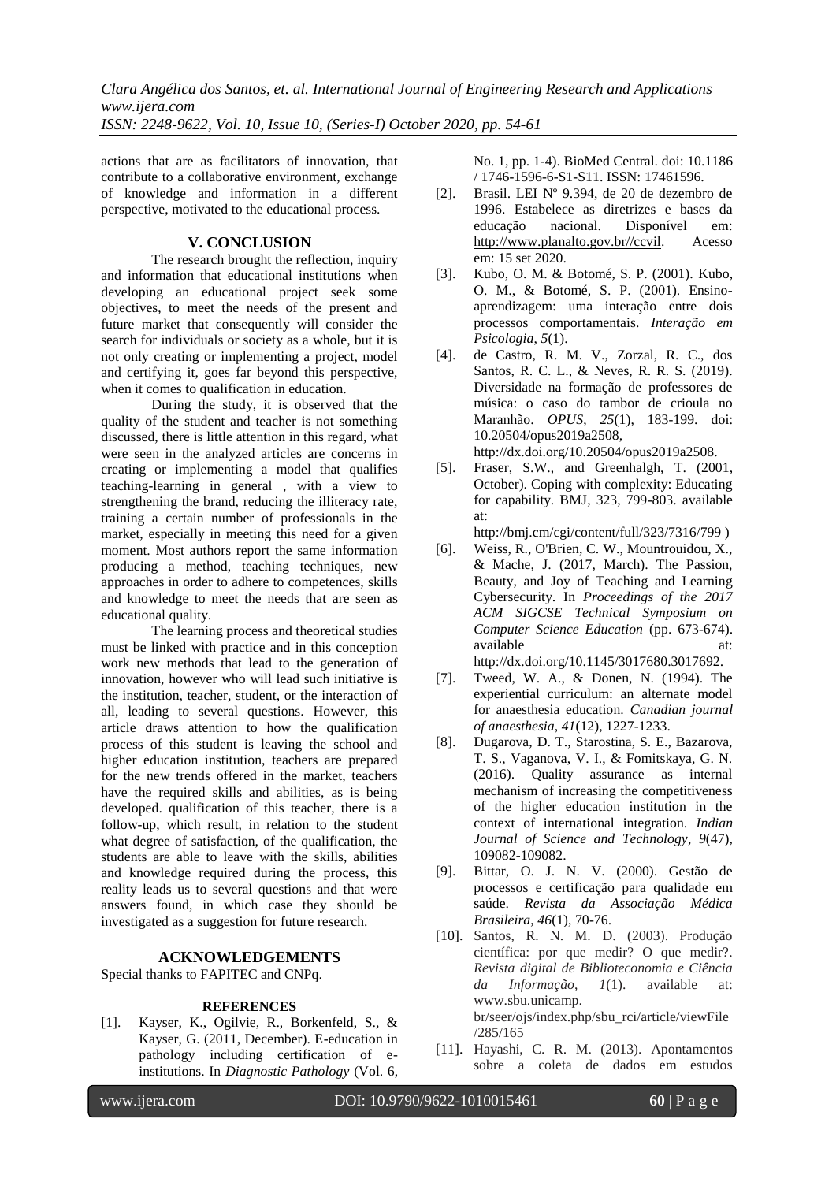actions that are as facilitators of innovation, that contribute to a collaborative environment, exchange of knowledge and information in a different perspective, motivated to the educational process.

## V. CONCLUSION

The research brought the reflection, inquiry and information that educational institutions when developing an educational project seek some objectives, to meet the needs of the present and future market that consequently will consider the search for individuals or society as a whole, but it is not only creating or implementing a project, model and certifying it, goes far beyond this perspective, when it comes to qualification in education.

During the study, it is observed that the quality of the student and teacher is not something discussed, there is little attention in this regard, what were seen in the analyzed articles are concerns in creating or implementing a model that qualifies teaching-learning in general , with a view to strengthening the brand, reducing the illiteracy rate, training a certain number of professionals in the market, especially in meeting this need for a given moment. Most authors report the same information producing a method, teaching techniques, new approaches in order to adhere to competences, skills and knowledge to meet the needs that are seen as educational quality.

The learning process and theoretical studies must be linked with practice and in this conception work new methods that lead to the generation of innovation, however who will lead such initiative is the institution, teacher, student, or the interaction of all, leading to several questions. However, this article draws attention to how the qualification process of this student is leaving the school and higher education institution, teachers are prepared for the new trends offered in the market, teachers have the required skills and abilities, as is being developed. qualification of this teacher, there is a follow-up, which result, in relation to the student what degree of satisfaction, of the qualification, the students are able to leave with the skills, abilities and knowledge required during the process, this reality leads us to several questions and that were answers found, in which case they should be investigated as a suggestion for future research.

## ACKNOWLEDGEMENTS

Special thanks to FAPITEC and CNPq.

## REFERENCES

[1]. Kayser, K., Ogilvie, R., Borkenfeld, S., & Kayser, G. (2011, December). E-education in pathology including certification of e-institutions. In *Diagnostic Pathology* (Vol. 6, No. 1, pp. 1-4). BioMed Central. doi: 10.1186 / 1746-1596-6-S1-S11. ISSN: 17461596.

[2]. Brasil. LEI Nº 9.394, de 20 de dezembro de 1996. Estabelece as diretrizes e bases da educação nacional. Disponível em: http://www.planalto.gov.br//ccvil. Acesso em: 15 set 2020.

[3]. Kubo, O. M. & Botomé, S. P. (2001). Kubo, O. M., & Botomé, S. P. (2001). Ensino-aprendizagem: uma interação entre dois processos comportamentais. *Interação em Psicologia*, *5*(1).

[4]. de Castro, R. M. V., Zorzal, R. C., dos Santos, R. C. L., & Neves, R. R. S. (2019). Diversidade na formação de professores de música: o caso do tambor de crioula no Maranhão. *OPUS*, *25*(1), 183-199. doi: 10.20504/opus2019a2508, http://dx.doi.org/10.20504/opus2019a2508.

[5]. Fraser, S.W., and Greenhalgh, T. (2001, October). Coping with complexity: Educating for capability. BMJ, 323, 799-803. available at: http://bmj.cm/cgi/content/full/323/7316/799 )

[6]. Weiss, R., O'Brien, C. W., Mountrouidou, X., & Mache, J. (2017, March). The Passion, Beauty, and Joy of Teaching and Learning Cybersecurity. In *Proceedings of the 2017 ACM SIGCSE Technical Symposium on Computer Science Education* (pp. 673-674). available at: http://dx.doi.org/10.1145/3017680.3017692.

[7]. Tweed, W. A., & Donen, N. (1994). The experiential curriculum: an alternate model for anaesthesia education. *Canadian journal of anaesthesia*, *41*(12), 1227-1233.

[8]. Dugarova, D. T., Starostina, S. E., Bazarova, T. S., Vaganova, V. I., & Fomitskaya, G. N. (2016). Quality assurance as internal mechanism of increasing the competitiveness of the higher education institution in the context of international integration. *Indian Journal of Science and Technology*, *9*(47), 109082-109082.

[9]. Bittar, O. J. N. V. (2000). Gestão de processos e certificação para qualidade em saúde. *Revista da Associação Médica Brasileira*, *46*(1), 70-76.

[10]. Santos, R. N. M. D. (2003). Produção científica: por que medir? O que medir?. *Revista digital de Biblioteconomia e Ciência da Informação*, *1*(1). available at: www.sbu.unicamp. br/seer/ojs/index.php/sbu_rci/article/viewFile/285/165

[11]. Hayashi, C. R. M. (2013). Apontamentos sobre a coleta de dados em estudos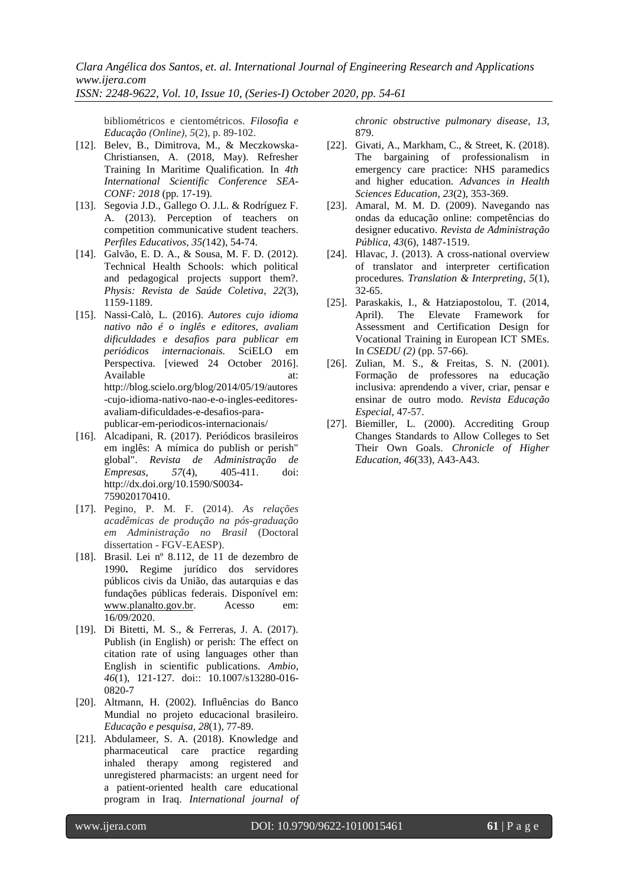bibliométricos e cientométricos. *Filosofia e Educação (Online), 5*(2), p. 89-102.

[12]. Belev, B., Dimitrova, M., & Meczkowska-Christiansen, A. (2018, May). Refresher Training In Maritime Qualification. In *4th International Scientific Conference SEA-CONF: 2018* (pp. 17-19).

[13]. Segovia J.D., Gallego O. J.L. & Rodríguez F. A. (2013). Perception of teachers on competition communicative student teachers. *Perfiles Educativos, 35(*142), 54-74.

[14]. Galvão, E. D. A., & Sousa, M. F. D. (2012). Technical Health Schools: which political and pedagogical projects support them?. *Physis: Revista de Saúde Coletiva*, *22*(3), 1159-1189.

[15]. Nassi-Calò, L. (2016). *Autores cujo idioma nativo não é o inglês e editores, avaliam dificuldades e desafios para publicar em periódicos internacionais.* SciELO em Perspectiva. [viewed 24 October 2016]. Available at: http://blog.scielo.org/blog/2014/05/19/autores-cujo-idioma-nativo-nao-e-o-ingles-eeditores-avaliam-dificuldades-e-desafios-para-publicar-em-periodicos-internacionais/

[16]. Alcadipani, R. (2017). Periódicos brasileiros em inglês: A mímica do publish or perish" global". *Revista de Administração de Empresas*, *57*(4), 405-411. doi: http://dx.doi.org/10.1590/S0034-759020170410.

[17]. Pegino, P. M. F. (2014). *As relações acadêmicas de produção na pós-graduação em Administração no Brasil* (Doctoral dissertation - FGV-EAESP).

[18]. Brasil. Lei nº 8.112, de 11 de dezembro de 1990**.** Regime jurídico dos servidores públicos civis da União, das autarquias e das fundações públicas federais. Disponível em: www.planalto.gov.br. Acesso em: 16/09/2020.

[19]. Di Bitetti, M. S., & Ferreras, J. A. (2017). Publish (in English) or perish: The effect on citation rate of using languages other than English in scientific publications. *Ambio*, *46*(1), 121-127. doi:: 10.1007/s13280-016-0820-7

[20]. Altmann, H. (2002). Influências do Banco Mundial no projeto educacional brasileiro. *Educação e pesquisa*, *28*(1), 77-89.

[21]. Abdulameer, S. A. (2018). Knowledge and pharmaceutical care practice regarding inhaled therapy among registered and unregistered pharmacists: an urgent need for a patient-oriented health care educational program in Iraq. *International journal of chronic obstructive pulmonary disease*, *13*, 879.

[22]. Givati, A., Markham, C., & Street, K. (2018). The bargaining of professionalism in emergency care practice: NHS paramedics and higher education. *Advances in Health Sciences Education*, *23*(2), 353-369.

[23]. Amaral, M. M. D. (2009). Navegando nas ondas da educação online: competências do designer educativo. *Revista de Administração Pública*, *43*(6), 1487-1519.

[24]. Hlavac, J. (2013). A cross-national overview of translator and interpreter certification procedures. *Translation & Interpreting*, *5*(1), 32-65.

[25]. Paraskakis, I., & Hatziapostolou, T. (2014, April). The Elevate Framework for Assessment and Certification Design for Vocational Training in European ICT SMEs. In *CSEDU (2)* (pp. 57-66).

[26]. Zulian, M. S., & Freitas, S. N. (2001). Formação de professores na educação inclusiva: aprendendo a viver, criar, pensar e ensinar de outro modo. *Revista Educação Especial*, 47-57.

[27]. Biemiller, L. (2000). Accrediting Group Changes Standards to Allow Colleges to Set Their Own Goals. *Chronicle of Higher Education*, *46*(33), A43-A43.